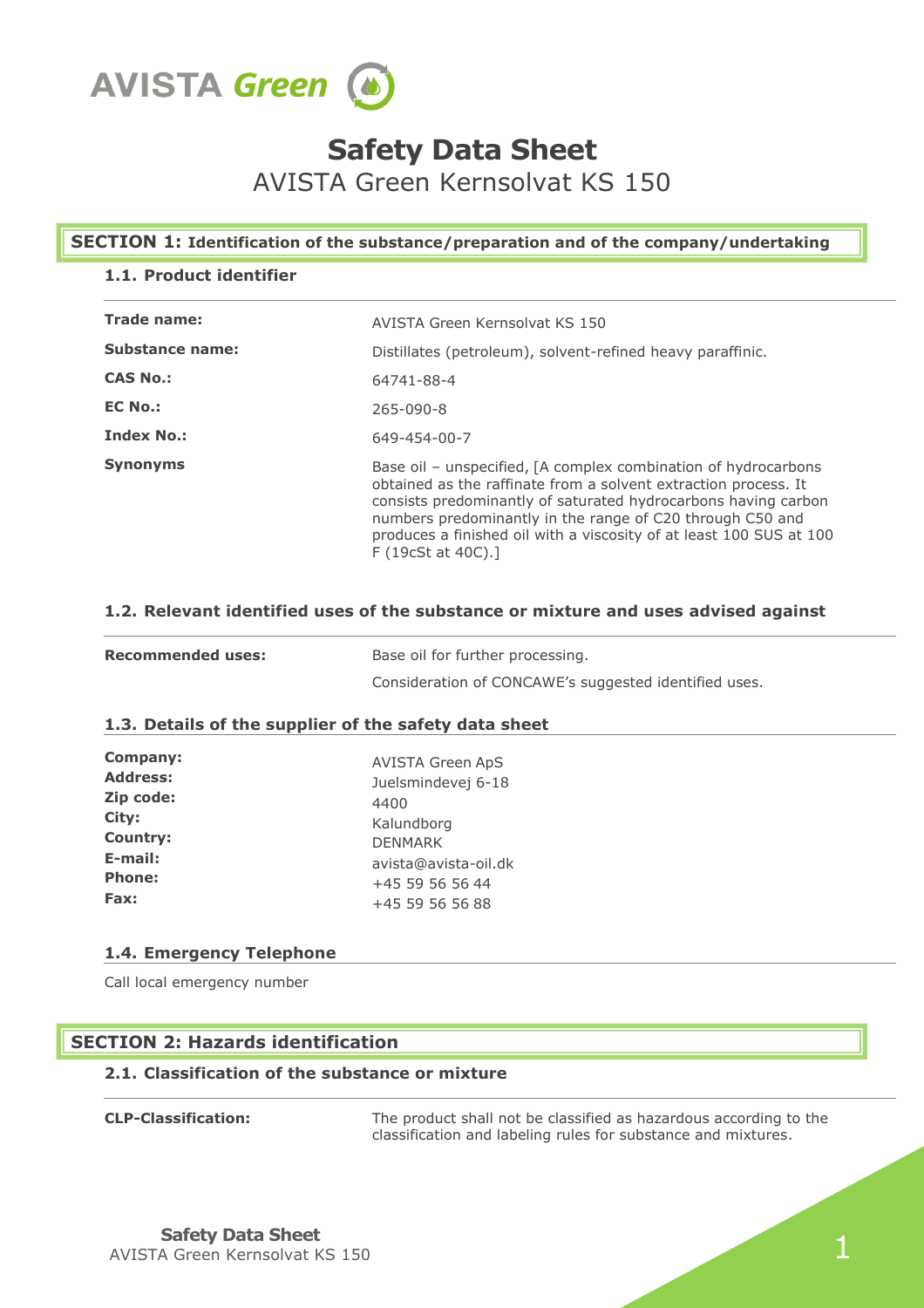AVISTA Green

# Safety Data Sheet

AVISTA Green Kernsolvat KS 150

## SECTION 1: Identification of the substance/preparation and of the company/undertaking

### 1.1. Product identifier

| | |
|---|---|
| **Trade name:** | AVISTA Green Kernsolvat KS 150 |
| **Substance name:** | Distillates (petroleum), solvent-refined heavy paraffinic. |
| **CAS No.:** | 64741-88-4 |
| **EC No.:** | 265-090-8 |
| **Index No.:** | 649-454-00-7 |
| **Synonyms** | Base oil – unspecified, [A complex combination of hydrocarbons obtained as the raffinate from a solvent extraction process. It consists predominantly of saturated hydrocarbons having carbon numbers predominantly in the range of C20 through C50 and produces a finished oil with a viscosity of at least 100 SUS at 100 F (19cSt at 40C).] |

### 1.2. Relevant identified uses of the substance or mixture and uses advised against

| | |
|---|---|
| **Recommended uses:** | Base oil for further processing. |
| | Consideration of CONCAWE's suggested identified uses. |

### 1.3. Details of the supplier of the safety data sheet

| | |
|---|---|
| **Company:** | AVISTA Green ApS |
| **Address:** | Juelsmindevej 6-18 |
| **Zip code:** | 4400 |
| **City:** | Kalundborg |
| **Country:** | DENMARK |
| **E-mail:** | avista@avista-oil.dk |
| **Phone:** | +45 59 56 56 44 |
| **Fax:** | +45 59 56 56 88 |

### 1.4. Emergency Telephone

Call local emergency number

## SECTION 2: Hazards identification

### 2.1. Classification of the substance or mixture

| | |
|---|---|
| **CLP-Classification:** | The product shall not be classified as hazardous according to the classification and labeling rules for substance and mixtures. |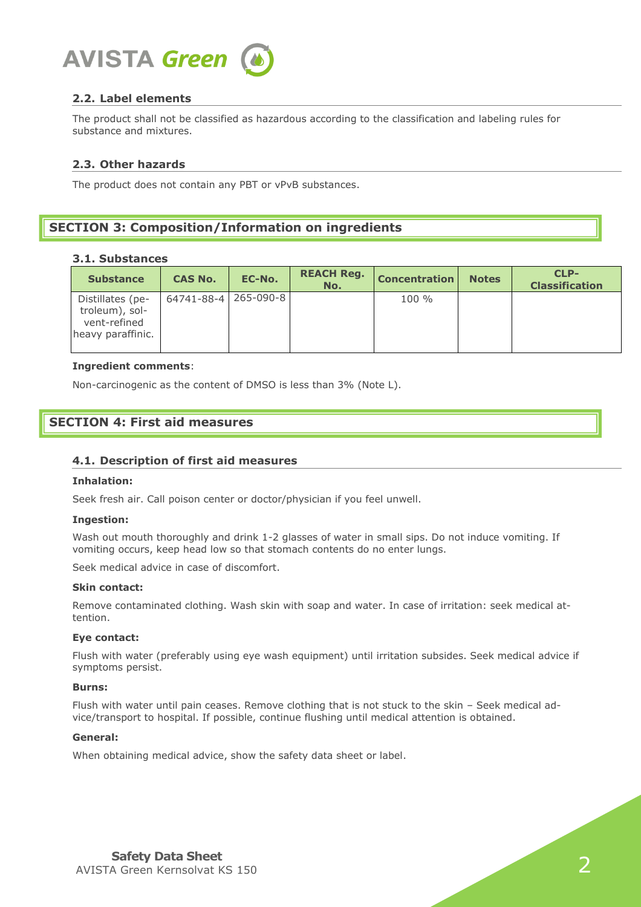### 2.2. Label elements

The product shall not be classified as hazardous according to the classification and labeling rules for substance and mixtures.

### 2.3. Other hazards

The product does not contain any PBT or vPvB substances.

## SECTION 3: Composition/Information on ingredients

### 3.1. Substances

| Substance | CAS No. | EC-No. | REACH Reg. No. | Concentration | Notes | CLP-Classification |
|---|---|---|---|---|---|---|
| Distillates (petroleum), solvent-refined heavy paraffinic. | 64741-88-4 | 265-090-8 | | 100 % | | |

**Ingredient comments**:

Non-carcinogenic as the content of DMSO is less than 3% (Note L).

## SECTION 4: First aid measures

### 4.1. Description of first aid measures

**Inhalation:**

Seek fresh air. Call poison center or doctor/physician if you feel unwell.

**Ingestion:**

Wash out mouth thoroughly and drink 1-2 glasses of water in small sips. Do not induce vomiting. If vomiting occurs, keep head low so that stomach contents do no enter lungs.

Seek medical advice in case of discomfort.

**Skin contact:**

Remove contaminated clothing. Wash skin with soap and water. In case of irritation: seek medical attention.

**Eye contact:**

Flush with water (preferably using eye wash equipment) until irritation subsides. Seek medical advice if symptoms persist.

**Burns:**

Flush with water until pain ceases. Remove clothing that is not stuck to the skin – Seek medical advice/transport to hospital. If possible, continue flushing until medical attention is obtained.

**General:**

When obtaining medical advice, show the safety data sheet or label.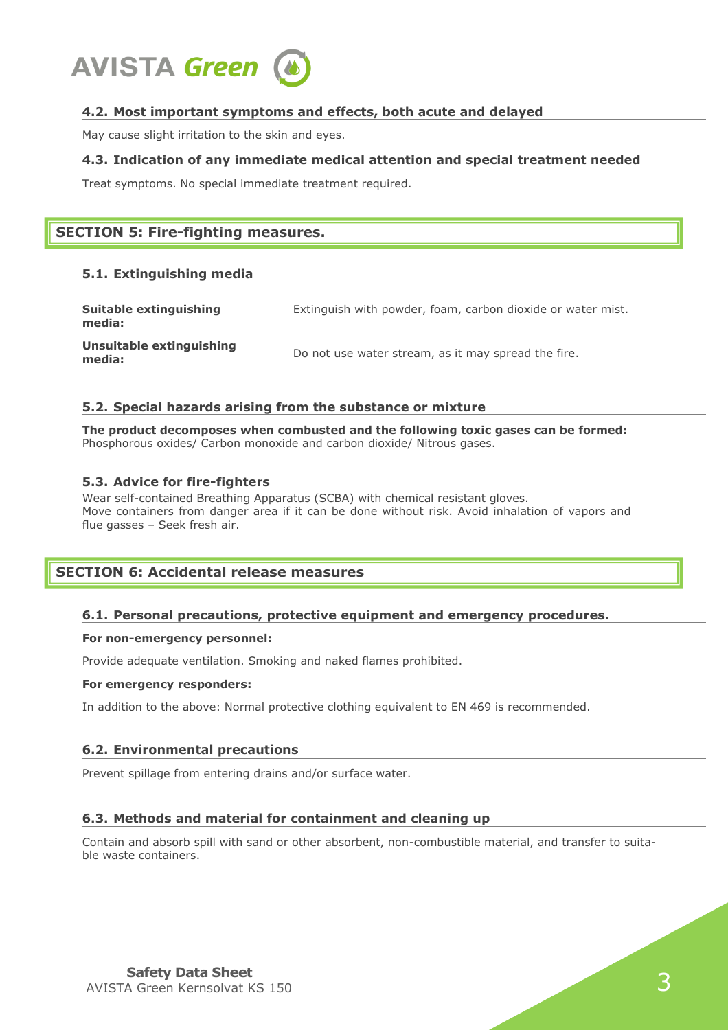### 4.2. Most important symptoms and effects, both acute and delayed

May cause slight irritation to the skin and eyes.

### 4.3. Indication of any immediate medical attention and special treatment needed

Treat symptoms. No special immediate treatment required.

## SECTION 5: Fire-fighting measures.

### 5.1. Extinguishing media

| | |
|---|---|
| **Suitable extinguishing media:** | Extinguish with powder, foam, carbon dioxide or water mist. |
| **Unsuitable extinguishing media:** | Do not use water stream, as it may spread the fire. |

### 5.2. Special hazards arising from the substance or mixture

**The product decomposes when combusted and the following toxic gases can be formed:**
Phosphorous oxides/ Carbon monoxide and carbon dioxide/ Nitrous gases.

### 5.3. Advice for fire-fighters

Wear self-contained Breathing Apparatus (SCBA) with chemical resistant gloves.
Move containers from danger area if it can be done without risk. Avoid inhalation of vapors and flue gasses – Seek fresh air.

## SECTION 6: Accidental release measures

### 6.1. Personal precautions, protective equipment and emergency procedures.

**For non-emergency personnel:**

Provide adequate ventilation. Smoking and naked flames prohibited.

**For emergency responders:**

In addition to the above: Normal protective clothing equivalent to EN 469 is recommended.

### 6.2. Environmental precautions

Prevent spillage from entering drains and/or surface water.

### 6.3. Methods and material for containment and cleaning up

Contain and absorb spill with sand or other absorbent, non-combustible material, and transfer to suitable waste containers.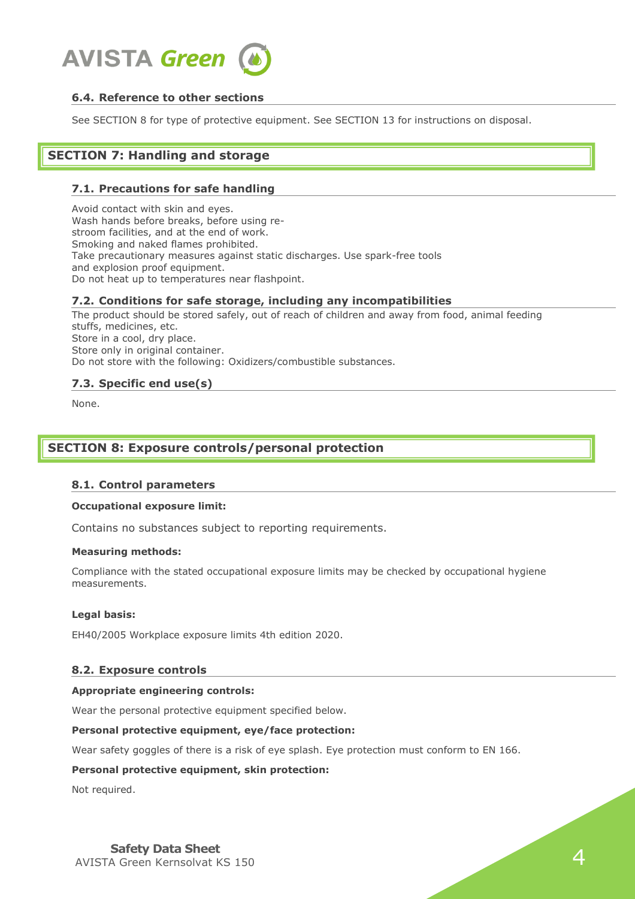### 6.4. Reference to other sections

See SECTION 8 for type of protective equipment. See SECTION 13 for instructions on disposal.

## SECTION 7: Handling and storage

### 7.1. Precautions for safe handling

Avoid contact with skin and eyes.
Wash hands before breaks, before using re-
stroom facilities, and at the end of work.
Smoking and naked flames prohibited.
Take precautionary measures against static discharges. Use spark-free tools
and explosion proof equipment.
Do not heat up to temperatures near flashpoint.

### 7.2. Conditions for safe storage, including any incompatibilities

The product should be stored safely, out of reach of children and away from food, animal feeding stuffs, medicines, etc.
Store in a cool, dry place.
Store only in original container.
Do not store with the following: Oxidizers/combustible substances.

### 7.3. Specific end use(s)

None.

## SECTION 8: Exposure controls/personal protection

### 8.1. Control parameters

**Occupational exposure limit:**

Contains no substances subject to reporting requirements.

**Measuring methods:**

Compliance with the stated occupational exposure limits may be checked by occupational hygiene measurements.

**Legal basis:**

EH40/2005 Workplace exposure limits 4th edition 2020.

### 8.2. Exposure controls

**Appropriate engineering controls:**

Wear the personal protective equipment specified below.

**Personal protective equipment, eye/face protection:**

Wear safety goggles of there is a risk of eye splash. Eye protection must conform to EN 166.

**Personal protective equipment, skin protection:**

Not required.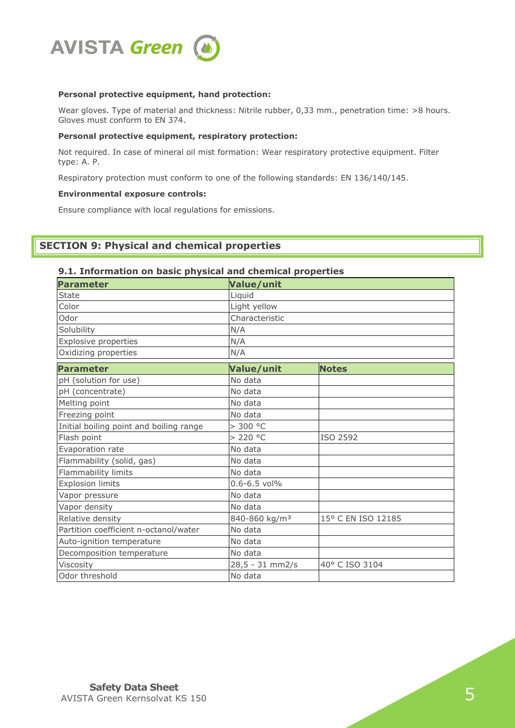**Personal protective equipment, hand protection:**

Wear gloves. Type of material and thickness: Nitrile rubber, 0,33 mm., penetration time: >8 hours. Gloves must conform to EN 374.

**Personal protective equipment, respiratory protection:**

Not required. In case of mineral oil mist formation: Wear respiratory protective equipment. Filter type: A. P.

Respiratory protection must conform to one of the following standards: EN 136/140/145.

**Environmental exposure controls:**

Ensure compliance with local regulations for emissions.

## SECTION 9: Physical and chemical properties

### 9.1. Information on basic physical and chemical properties

| Parameter | Value/unit |
|---|---|
| State | Liquid |
| Color | Light yellow |
| Odor | Characteristic |
| Solubility | N/A |
| Explosive properties | N/A |
| Oxidizing properties | N/A |

| Parameter | Value/unit | Notes |
|---|---|---|
| pH (solution for use) | No data | |
| pH (concentrate) | No data | |
| Melting point | No data | |
| Freezing point | No data | |
| Initial boiling point and boiling range | > 300 °C | |
| Flash point | > 220 °C | ISO 2592 |
| Evaporation rate | No data | |
| Flammability (solid, gas) | No data | |
| Flammability limits | No data | |
| Explosion limits | 0.6-6.5 vol% | |
| Vapor pressure | No data | |
| Vapor density | No data | |
| Relative density | 840-860 kg/m³ | 15° C EN ISO 12185 |
| Partition coefficient n-octanol/water | No data | |
| Auto-ignition temperature | No data | |
| Decomposition temperature | No data | |
| Viscosity | 28,5 - 31 mm2/s | 40° C ISO 3104 |
| Odor threshold | No data | |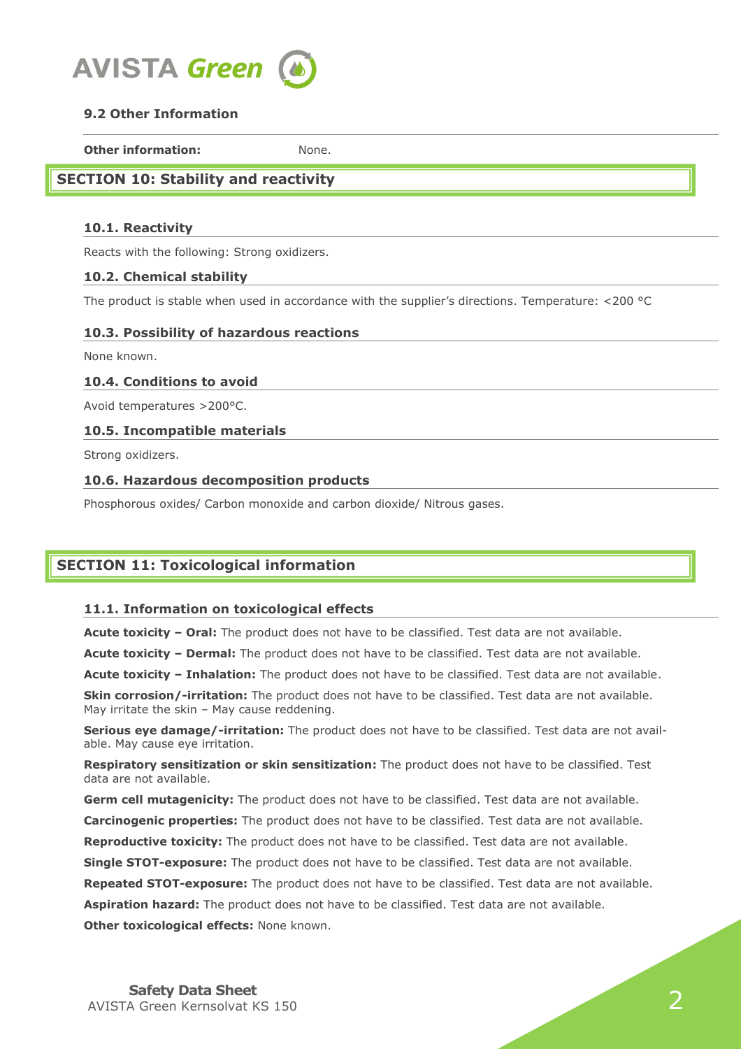### 9.2 Other Information

**Other information:** None.

## SECTION 10: Stability and reactivity

### 10.1. Reactivity

Reacts with the following: Strong oxidizers.

### 10.2. Chemical stability

The product is stable when used in accordance with the supplier's directions. Temperature: <200 °C

### 10.3. Possibility of hazardous reactions

None known.

### 10.4. Conditions to avoid

Avoid temperatures >200°C.

### 10.5. Incompatible materials

Strong oxidizers.

### 10.6. Hazardous decomposition products

Phosphorous oxides/ Carbon monoxide and carbon dioxide/ Nitrous gases.

## SECTION 11: Toxicological information

### 11.1. Information on toxicological effects

**Acute toxicity – Oral:** The product does not have to be classified. Test data are not available.

**Acute toxicity – Dermal:** The product does not have to be classified. Test data are not available.

**Acute toxicity – Inhalation:** The product does not have to be classified. Test data are not available.

**Skin corrosion/-irritation:** The product does not have to be classified. Test data are not available. May irritate the skin – May cause reddening.

**Serious eye damage/-irritation:** The product does not have to be classified. Test data are not available. May cause eye irritation.

**Respiratory sensitization or skin sensitization:** The product does not have to be classified. Test data are not available.

**Germ cell mutagenicity:** The product does not have to be classified. Test data are not available.

**Carcinogenic properties:** The product does not have to be classified. Test data are not available.

**Reproductive toxicity:** The product does not have to be classified. Test data are not available.

**Single STOT-exposure:** The product does not have to be classified. Test data are not available.

**Repeated STOT-exposure:** The product does not have to be classified. Test data are not available.

**Aspiration hazard:** The product does not have to be classified. Test data are not available.

**Other toxicological effects:** None known.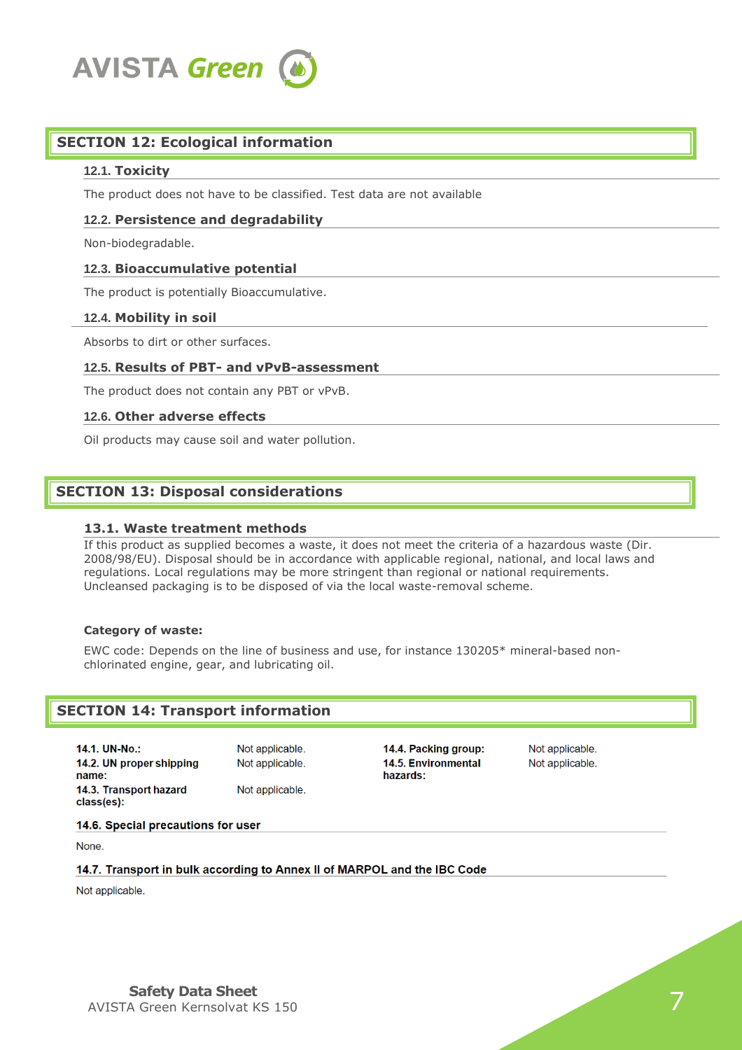## SECTION 12: Ecological information

### 12.1. Toxicity

The product does not have to be classified. Test data are not available

### 12.2. Persistence and degradability

Non-biodegradable.

### 12.3. Bioaccumulative potential

The product is potentially Bioaccumulative.

### 12.4. Mobility in soil

Absorbs to dirt or other surfaces.

### 12.5. Results of PBT- and vPvB-assessment

The product does not contain any PBT or vPvB.

### 12.6. Other adverse effects

Oil products may cause soil and water pollution.

## SECTION 13: Disposal considerations

### 13.1. Waste treatment methods

If this product as supplied becomes a waste, it does not meet the criteria of a hazardous waste (Dir. 2008/98/EU). Disposal should be in accordance with applicable regional, national, and local laws and regulations. Local regulations may be more stringent than regional or national requirements.
Uncleansed packaging is to be disposed of via the local waste-removal scheme.

**Category of waste:**

EWC code: Depends on the line of business and use, for instance 130205* mineral-based non-chlorinated engine, gear, and lubricating oil.

## SECTION 14: Transport information

**14.1. UN-No.:** Not applicable.

**14.2. UN proper shipping name:** Not applicable.

**14.3. Transport hazard class(es):** Not applicable.

**14.4. Packing group:** Not applicable.

**14.5. Environmental hazards:** Not applicable.

### 14.6. Special precautions for user

None.

### 14.7. Transport in bulk according to Annex II of MARPOL and the IBC Code

Not applicable.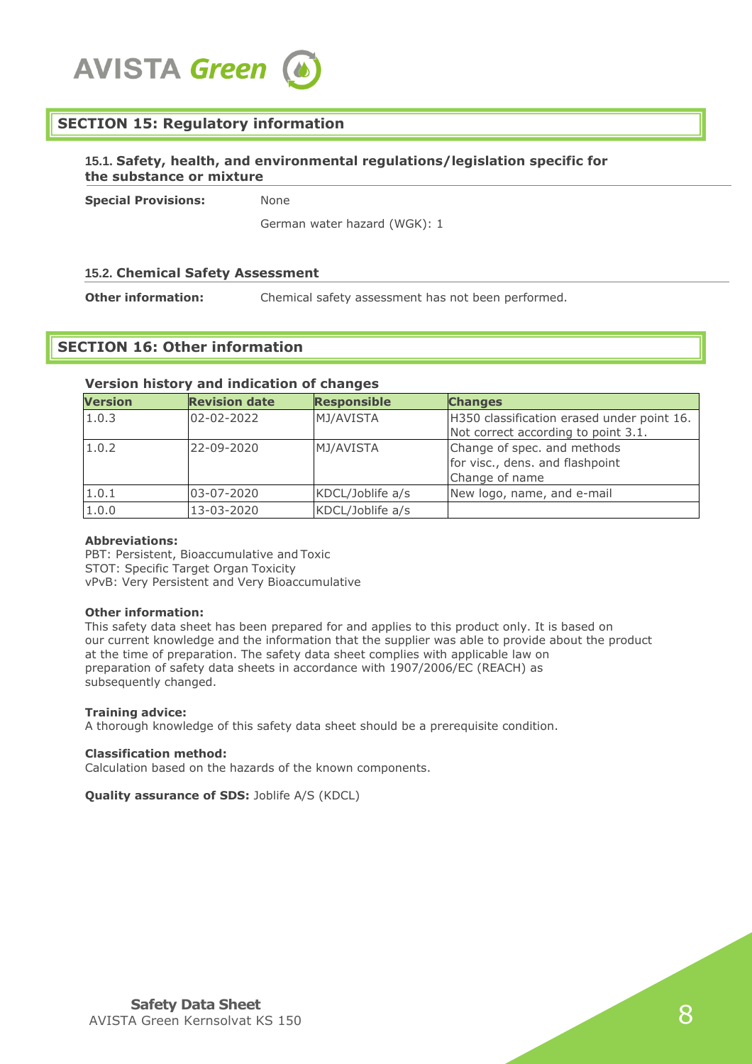## SECTION 15: Regulatory information

### 15.1. Safety, health, and environmental regulations/legislation specific for the substance or mixture

**Special Provisions:** None

German water hazard (WGK): 1

### 15.2. Chemical Safety Assessment

**Other information:** Chemical safety assessment has not been performed.

## SECTION 16: Other information

**Version history and indication of changes**

| Version | Revision date | Responsible | Changes |
|---|---|---|---|
| 1.0.3 | 02-02-2022 | MJ/AVISTA | H350 classification erased under point 16. Not correct according to point 3.1. |
| 1.0.2 | 22-09-2020 | MJ/AVISTA | Change of spec. and methods for visc., dens. and flashpoint Change of name |
| 1.0.1 | 03-07-2020 | KDCL/Joblife a/s | New logo, name, and e-mail |
| 1.0.0 | 13-03-2020 | KDCL/Joblife a/s | |

**Abbreviations:**
PBT: Persistent, Bioaccumulative and Toxic
STOT: Specific Target Organ Toxicity
vPvB: Very Persistent and Very Bioaccumulative

**Other information:**
This safety data sheet has been prepared for and applies to this product only. It is based on our current knowledge and the information that the supplier was able to provide about the product at the time of preparation. The safety data sheet complies with applicable law on preparation of safety data sheets in accordance with 1907/2006/EC (REACH) as subsequently changed.

**Training advice:**
A thorough knowledge of this safety data sheet should be a prerequisite condition.

**Classification method:**
Calculation based on the hazards of the known components.

**Quality assurance of SDS:** Joblife A/S (KDCL)